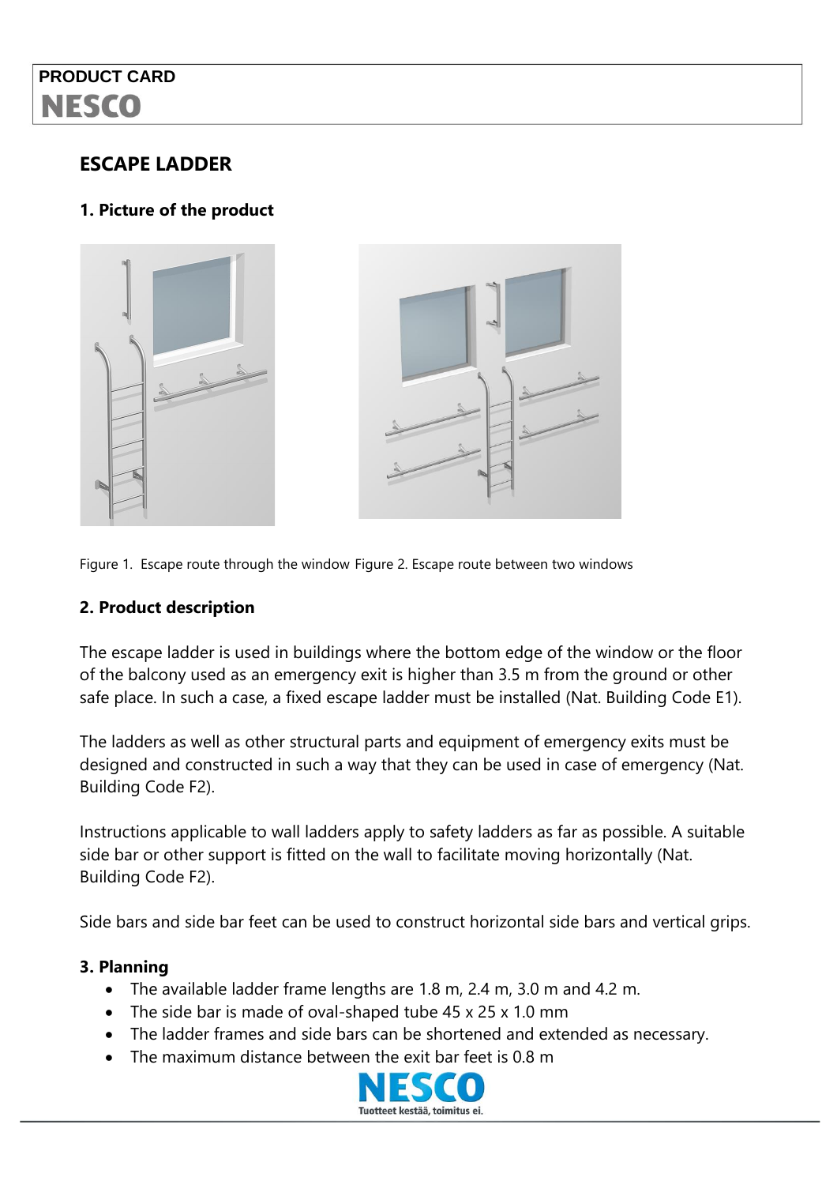PRODUCT CARD
**NESCO**

## ESCAPE LADDER

### 1. Picture of the product

Figure 1. Escape route through the window Figure 2. Escape route between two windows

### 2. Product description

The escape ladder is used in buildings where the bottom edge of the window or the floor of the balcony used as an emergency exit is higher than 3.5 m from the ground or other safe place. In such a case, a fixed escape ladder must be installed (Nat. Building Code E1).

The ladders as well as other structural parts and equipment of emergency exits must be designed and constructed in such a way that they can be used in case of emergency (Nat. Building Code F2).

Instructions applicable to wall ladders apply to safety ladders as far as possible. A suitable side bar or other support is fitted on the wall to facilitate moving horizontally (Nat. Building Code F2).

Side bars and side bar feet can be used to construct horizontal side bars and vertical grips.

### 3. Planning

- The available ladder frame lengths are 1.8 m, 2.4 m, 3.0 m and 4.2 m.
- The side bar is made of oval-shaped tube 45 x 25 x 1.0 mm
- The ladder frames and side bars can be shortened and extended as necessary.
- The maximum distance between the exit bar feet is 0.8 m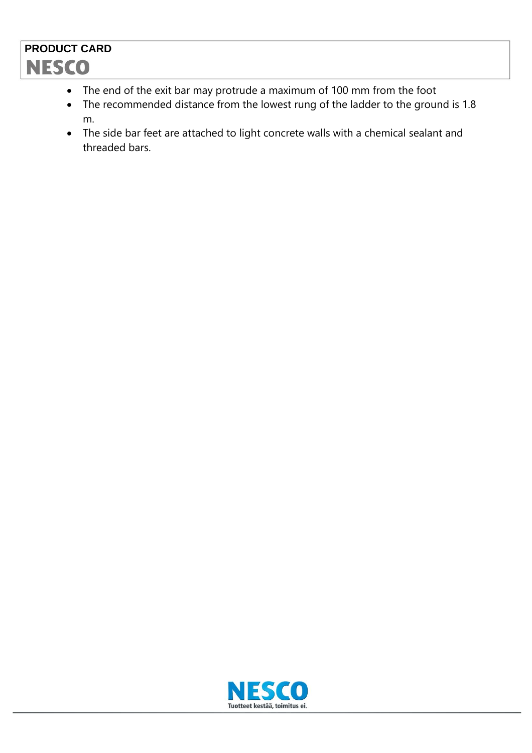- The end of the exit bar may protrude a maximum of 100 mm from the foot
- The recommended distance from the lowest rung of the ladder to the ground is 1.8 m.
- The side bar feet are attached to light concrete walls with a chemical sealant and threaded bars.